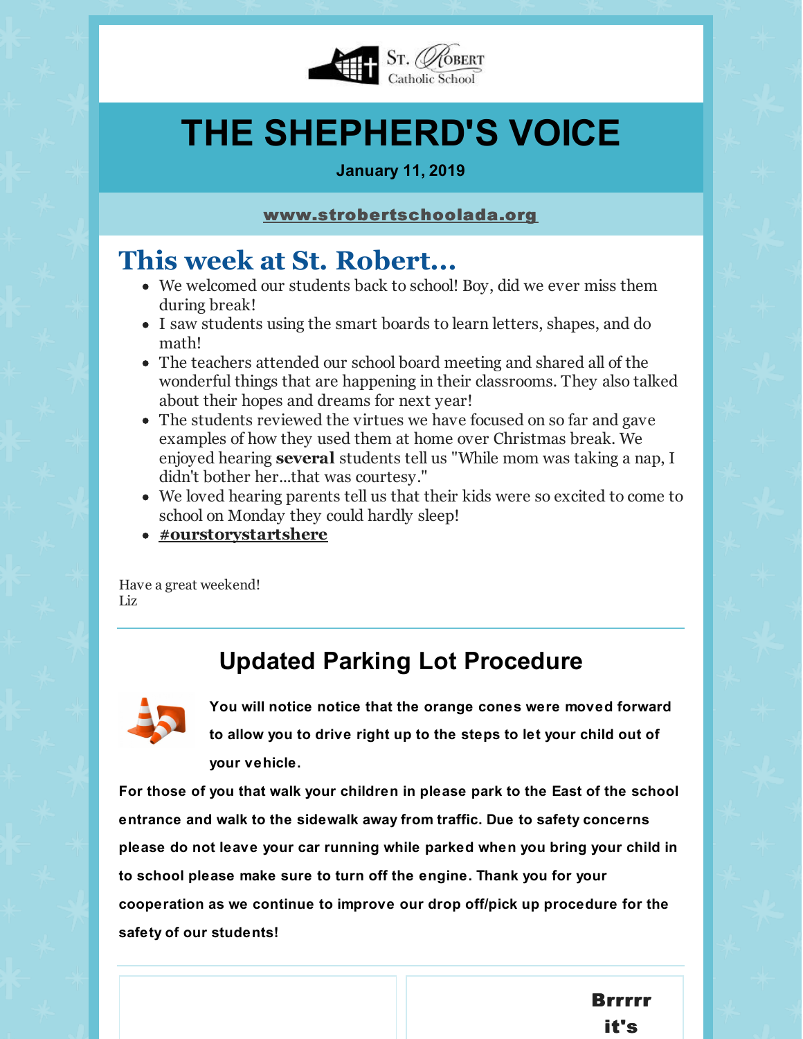St. Robert Catholic School

# THE SHEPHERD'S VOICE

**January 11, 2019**

www.strobertschoolada.org

## This week at St. Robert...

- We welcomed our students back to school! Boy, did we ever miss them during break!
- I saw students using the smart boards to learn letters, shapes, and do math!
- The teachers attended our school board meeting and shared all of the wonderful things that are happening in their classrooms. They also talked about their hopes and dreams for next year!
- The students reviewed the virtues we have focused on so far and gave examples of how they used them at home over Christmas break. We enjoyed hearing **several** students tell us "While mom was taking a nap, I didn't bother her...that was courtesy."
- We loved hearing parents tell us that their kids were so excited to come to school on Monday they could hardly sleep!
- **#ourstorystartshere**

Have a great weekend!
Liz

---

## Updated Parking Lot Procedure

**You will notice notice that the orange cones were moved forward to allow you to drive right up to the steps to let your child out of your vehicle.**

**For those of you that walk your children in please park to the East of the school entrance and walk to the sidewalk away from traffic. Due to safety concerns please do not leave your car running while parked when you bring your child in to school please make sure to turn off the engine. Thank you for your cooperation as we continue to improve our drop off/pick up procedure for the safety of our students!**

---

**Brrrrr it's**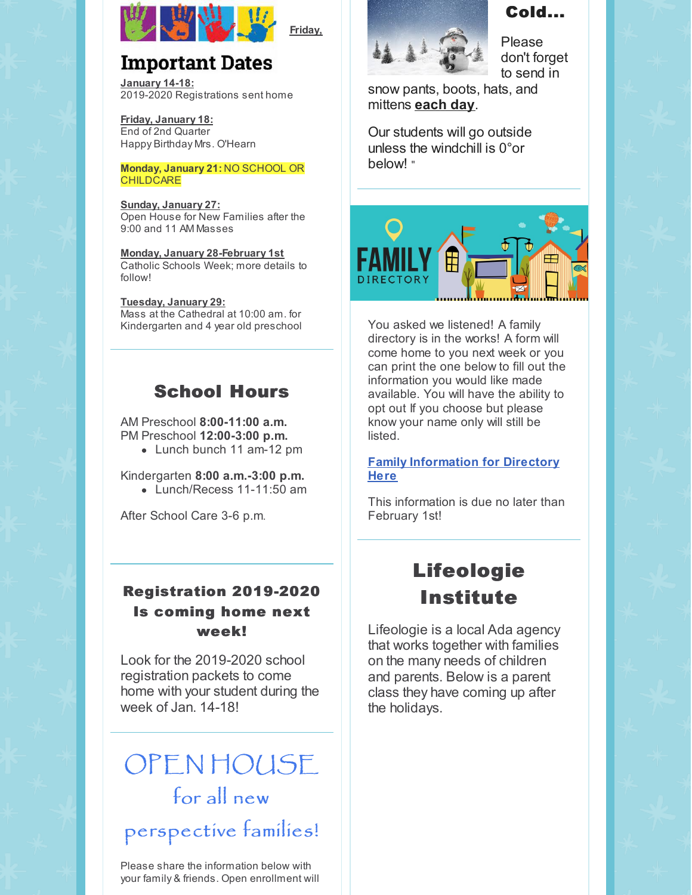Friday,

# Important Dates

**January 14-18:**
2019-2020 Registrations sent home

**Friday, January 18:**
End of 2nd Quarter
Happy Birthday Mrs. O'Hearn

**Monday, January 21:** NO SCHOOL OR CHILDCARE

**Sunday, January 27:**
Open House for New Families after the 9:00 and 11 AM Masses

**Monday, January 28-February 1st**
Catholic Schools Week; more details to follow!

**Tuesday, January 29:**
Mass at the Cathedral at 10:00 am. for Kindergarten and 4 year old preschool

## School Hours

AM Preschool **8:00-11:00 a.m.**
PM Preschool **12:00-3:00 p.m.**

- Lunch bunch 11 am-12 pm

Kindergarten **8:00 a.m.-3:00 p.m.**

- Lunch/Recess 11-11:50 am

After School Care 3-6 p.m.

## Registration 2019-2020 Is coming home next week!

Look for the 2019-2020 school registration packets to come home with your student during the week of Jan. 14-18!

# OPEN HOUSE for all new perspective families!

Please share the information below with your family & friends. Open enrollment will

## Cold...

Please don't forget to send in snow pants, boots, hats, and mittens **each day**.

Our students will go outside unless the windchill is 0°or below! "

FAMILY DIRECTORY

You asked we listened! A family directory is in the works! A form will come home to you next week or you can print the one below to fill out the information you would like made available. You will have the ability to opt out If you choose but please know your name only will still be listed.

**Family Information for Directory Here**

This information is due no later than February 1st!

## Lifeologie Institute

Lifeologie is a local Ada agency that works together with families on the many needs of children and parents. Below is a parent class they have coming up after the holidays.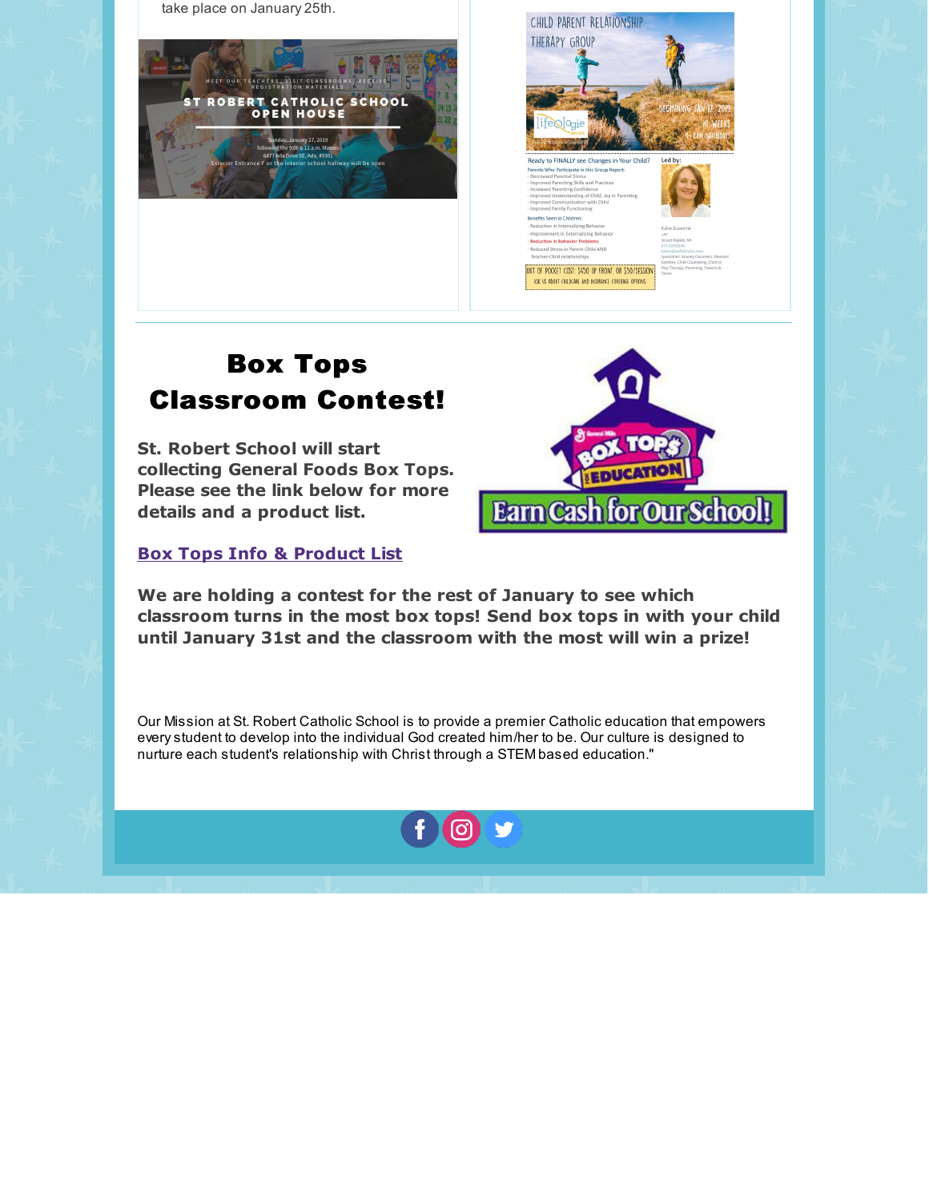take place on January 25th.

MEET OUR TEACHERS, VISIT CLASSROOMS, RECEIVE REGISTRATION MATERIALS

ST ROBERT CATHOLIC SCHOOL OPEN HOUSE

Sunday, January 27, 2019
following the 9:00 & 11 a.m. Masses
6477 Ada Drive SE, Ada, 49301
Exterior Entrance F or the interior school hallway will be open

CHILD PARENT RELATIONSHIP THERAPY GROUP

BEGINNING JAN 12, 2019
10 WEEKS
9-11AM SATURDAYS

Ready to FINALLY see Changes in Your Child?

Parents Who Participate in this Group Report:
- Decreased Parental Stress
- Improved Parenting Skills and Practices
- Increased Parenting Confidence
- Improved Understanding of Child, Joy in Parenting
- Improved Communication with Child
- Improved Family Functioning

Benefits Seen in Children:
- Reduction in Internalizing Behavior
- Improvement in Externalizing Behavior
- Reduction in Behavior Problems
- Reduced Stress in Parent-Child AND Teacher-Child relationships

Led by:

Katie Zuverink

OUT OF POCKET COST: $450 UP FRONT, OR $50/SESSION
ASK US ABOUT CHILDCARE AND INSURANCE COVERAGE OPTIONS

---

# Box Tops Classroom Contest!

**St. Robert School will start collecting General Foods Box Tops. Please see the link below for more details and a product list.**

**Box Tops Info & Product List**

BOX TOPS FOR EDUCATION
Earn Cash for Our School!

**We are holding a contest for the rest of January to see which classroom turns in the most box tops! Send box tops in with your child until January 31st and the classroom with the most will win a prize!**

Our Mission at St. Robert Catholic School is to provide a premier Catholic education that empowers every student to develop into the individual God created him/her to be. Our culture is designed to nurture each student's relationship with Christ through a STEM based education."